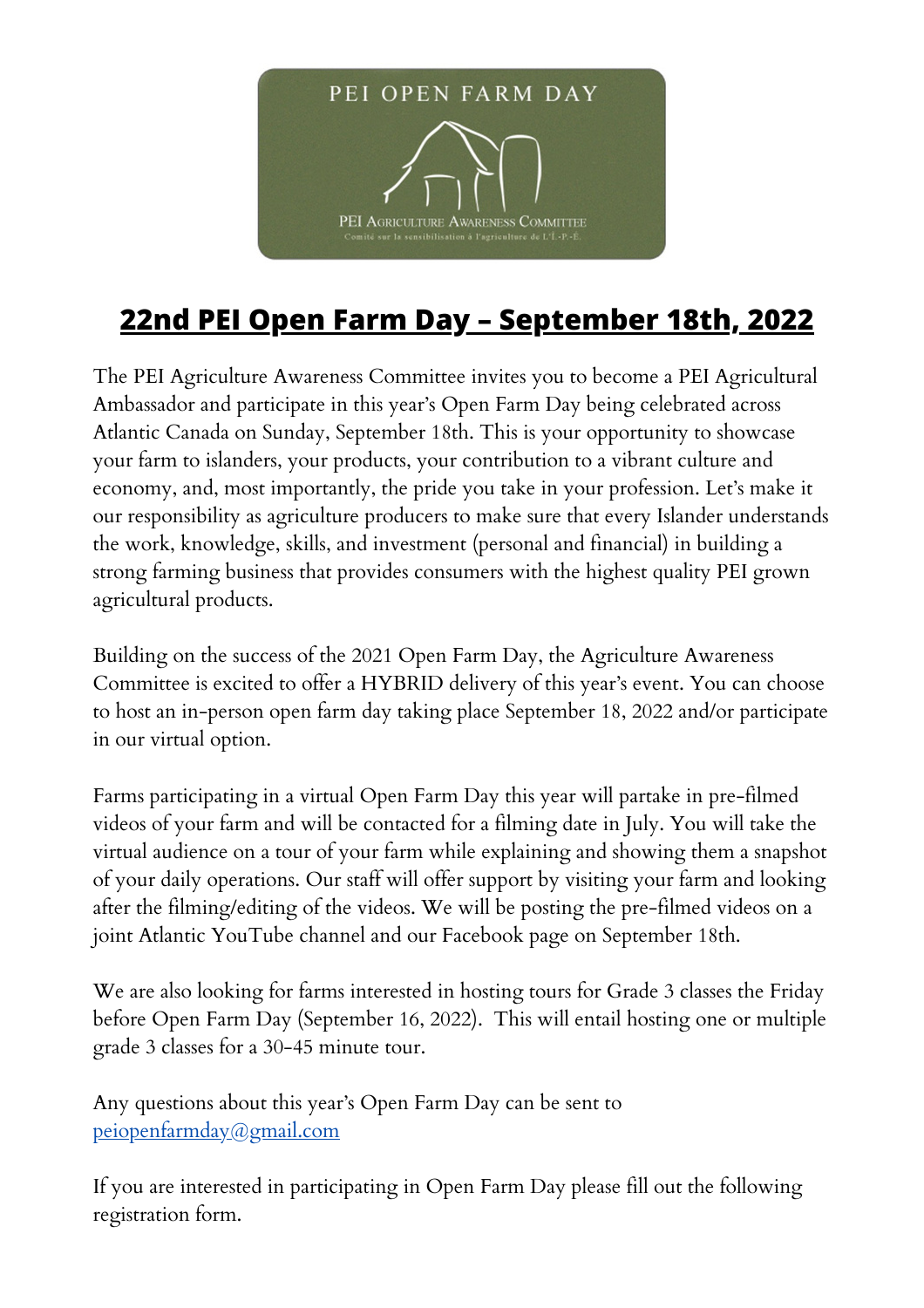PEI OPEN FARM DAY

PEI Agriculture Awareness Committee

Comité sur la sensibilisation à l'agriculture de l'Î.-P.-É.

# **22nd PEI Open Farm Day – September 18th, 2022**

The PEI Agriculture Awareness Committee invites you to become a PEI Agricultural Ambassador and participate in this year's Open Farm Day being celebrated across Atlantic Canada on Sunday, September 18th. This is your opportunity to showcase your farm to islanders, your products, your contribution to a vibrant culture and economy, and, most importantly, the pride you take in your profession. Let's make it our responsibility as agriculture producers to make sure that every Islander understands the work, knowledge, skills, and investment (personal and financial) in building a strong farming business that provides consumers with the highest quality PEI grown agricultural products.

Building on the success of the 2021 Open Farm Day, the Agriculture Awareness Committee is excited to offer a HYBRID delivery of this year's event. You can choose to host an in-person open farm day taking place September 18, 2022 and/or participate in our virtual option.

Farms participating in a virtual Open Farm Day this year will partake in pre-filmed videos of your farm and will be contacted for a filming date in July. You will take the virtual audience on a tour of your farm while explaining and showing them a snapshot of your daily operations. Our staff will offer support by visiting your farm and looking after the filming/editing of the videos. We will be posting the pre-filmed videos on a joint Atlantic YouTube channel and our Facebook page on September 18th.

We are also looking for farms interested in hosting tours for Grade 3 classes the Friday before Open Farm Day (September 16, 2022). This will entail hosting one or multiple grade 3 classes for a 30-45 minute tour.

Any questions about this year's Open Farm Day can be sent to peiopenfarmday@gmail.com

If you are interested in participating in Open Farm Day please fill out the following registration form.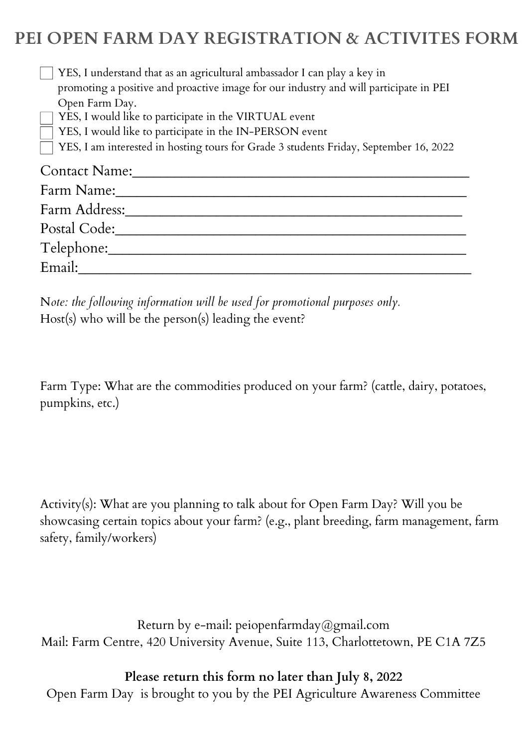# PEI OPEN FARM DAY REGISTRATION & ACTIVITES FORM

- [ ] YES, I understand that as an agricultural ambassador I can play a key in promoting a positive and proactive image for our industry and will participate in PEI Open Farm Day.
- [ ] YES, I would like to participate in the VIRTUAL event
- [ ] YES, I would like to participate in the IN-PERSON event
- [ ] YES, I am interested in hosting tours for Grade 3 students Friday, September 16, 2022

Contact Name:_______________________________________________

Farm Name:_______________________________________________

Farm Address:_______________________________________________

Postal Code:_______________________________________________

Telephone:_______________________________________________

Email:_______________________________________________

N*ote: the following information will be used for promotional purposes only.*

Host(s) who will be the person(s) leading the event?

Farm Type: What are the commodities produced on your farm? (cattle, dairy, potatoes, pumpkins, etc.)

Activity(s): What are you planning to talk about for Open Farm Day? Will you be showcasing certain topics about your farm? (e.g., plant breeding, farm management, farm safety, family/workers)

Return by e-mail: peiopenfarmday@gmail.com

Mail: Farm Centre, 420 University Avenue, Suite 113, Charlottetown, PE C1A 7Z5

**Please return this form no later than July 8, 2022**

Open Farm Day is brought to you by the PEI Agriculture Awareness Committee